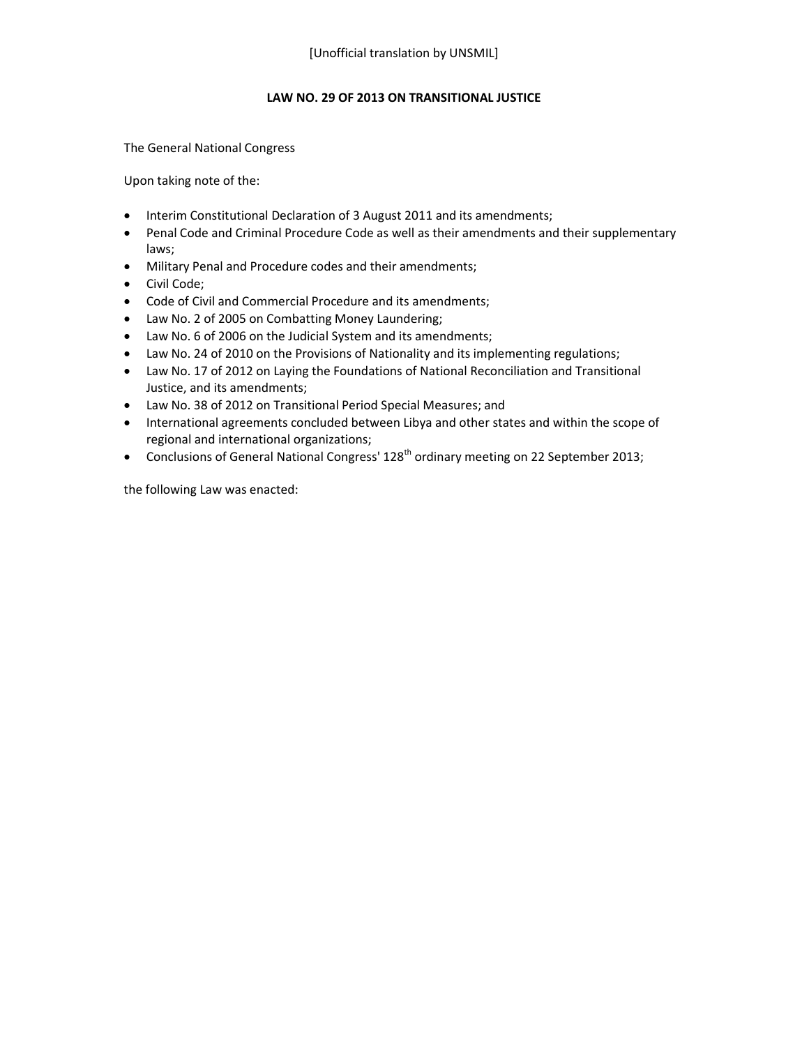[Unofficial translation by UNSMIL]

# LAW NO. 29 OF 2013 ON TRANSITIONAL JUSTICE

The General National Congress

Upon taking note of the:

- Interim Constitutional Declaration of 3 August 2011 and its amendments;
- Penal Code and Criminal Procedure Code as well as their amendments and their supplementary laws;
- Military Penal and Procedure codes and their amendments;
- Civil Code;
- Code of Civil and Commercial Procedure and its amendments;
- Law No. 2 of 2005 on Combatting Money Laundering;
- Law No. 6 of 2006 on the Judicial System and its amendments;
- Law No. 24 of 2010 on the Provisions of Nationality and its implementing regulations;
- Law No. 17 of 2012 on Laying the Foundations of National Reconciliation and Transitional Justice, and its amendments;
- Law No. 38 of 2012 on Transitional Period Special Measures; and
- International agreements concluded between Libya and other states and within the scope of regional and international organizations;
- Conclusions of General National Congress' 128th ordinary meeting on 22 September 2013;

the following Law was enacted: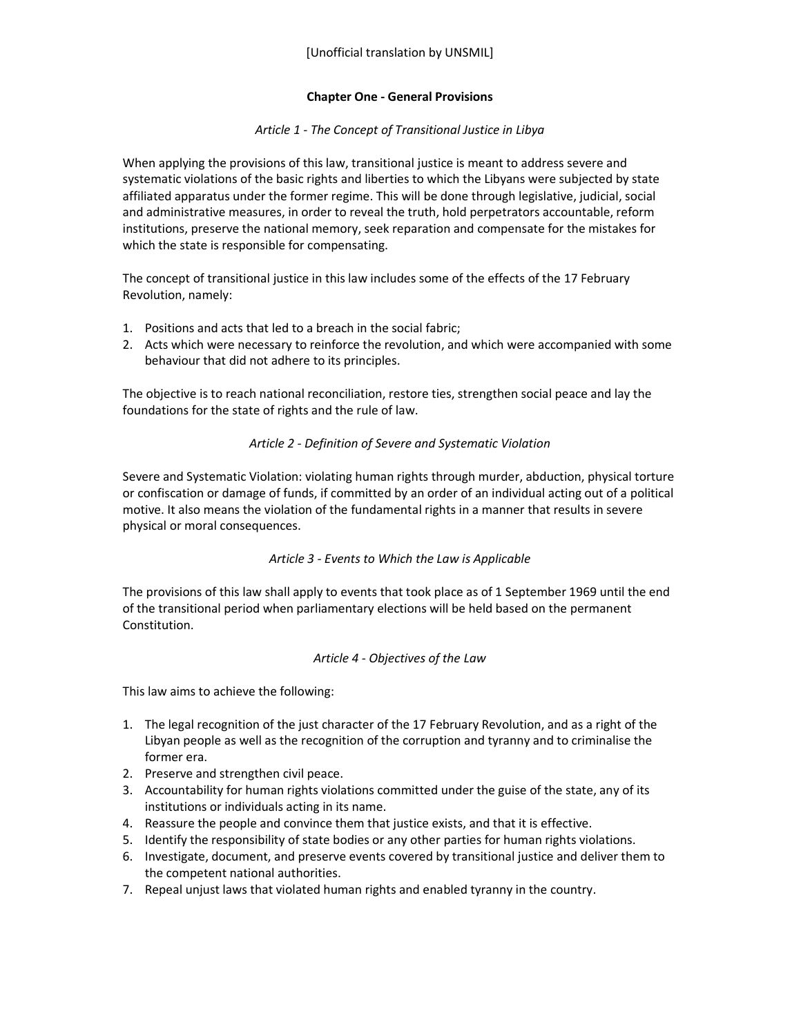[Unofficial translation by UNSMIL]

## Chapter One - General Provisions

### *Article 1 - The Concept of Transitional Justice in Libya*

When applying the provisions of this law, transitional justice is meant to address severe and systematic violations of the basic rights and liberties to which the Libyans were subjected by state affiliated apparatus under the former regime. This will be done through legislative, judicial, social and administrative measures, in order to reveal the truth, hold perpetrators accountable, reform institutions, preserve the national memory, seek reparation and compensate for the mistakes for which the state is responsible for compensating.

The concept of transitional justice in this law includes some of the effects of the 17 February Revolution, namely:

1. Positions and acts that led to a breach in the social fabric;
2. Acts which were necessary to reinforce the revolution, and which were accompanied with some behaviour that did not adhere to its principles.

The objective is to reach national reconciliation, restore ties, strengthen social peace and lay the foundations for the state of rights and the rule of law.

### *Article 2 - Definition of Severe and Systematic Violation*

Severe and Systematic Violation: violating human rights through murder, abduction, physical torture or confiscation or damage of funds, if committed by an order of an individual acting out of a political motive. It also means the violation of the fundamental rights in a manner that results in severe physical or moral consequences.

### *Article 3 - Events to Which the Law is Applicable*

The provisions of this law shall apply to events that took place as of 1 September 1969 until the end of the transitional period when parliamentary elections will be held based on the permanent Constitution.

### *Article 4 - Objectives of the Law*

This law aims to achieve the following:

1. The legal recognition of the just character of the 17 February Revolution, and as a right of the Libyan people as well as the recognition of the corruption and tyranny and to criminalise the former era.
2. Preserve and strengthen civil peace.
3. Accountability for human rights violations committed under the guise of the state, any of its institutions or individuals acting in its name.
4. Reassure the people and convince them that justice exists, and that it is effective.
5. Identify the responsibility of state bodies or any other parties for human rights violations.
6. Investigate, document, and preserve events covered by transitional justice and deliver them to the competent national authorities.
7. Repeal unjust laws that violated human rights and enabled tyranny in the country.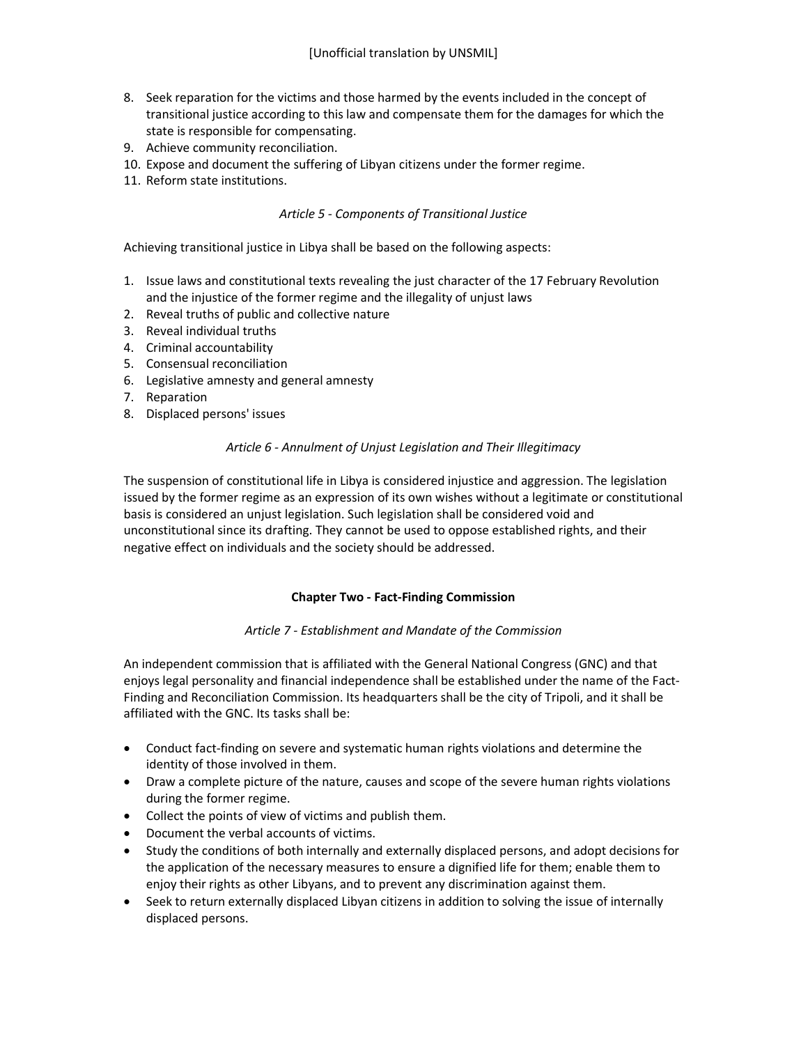8. Seek reparation for the victims and those harmed by the events included in the concept of transitional justice according to this law and compensate them for the damages for which the state is responsible for compensating.
9. Achieve community reconciliation.
10. Expose and document the suffering of Libyan citizens under the former regime.
11. Reform state institutions.

*Article 5 - Components of Transitional Justice*

Achieving transitional justice in Libya shall be based on the following aspects:

1. Issue laws and constitutional texts revealing the just character of the 17 February Revolution and the injustice of the former regime and the illegality of unjust laws
2. Reveal truths of public and collective nature
3. Reveal individual truths
4. Criminal accountability
5. Consensual reconciliation
6. Legislative amnesty and general amnesty
7. Reparation
8. Displaced persons' issues

*Article 6 - Annulment of Unjust Legislation and Their Illegitimacy*

The suspension of constitutional life in Libya is considered injustice and aggression. The legislation issued by the former regime as an expression of its own wishes without a legitimate or constitutional basis is considered an unjust legislation. Such legislation shall be considered void and unconstitutional since its drafting. They cannot be used to oppose established rights, and their negative effect on individuals and the society should be addressed.

## Chapter Two - Fact-Finding Commission

*Article 7 - Establishment and Mandate of the Commission*

An independent commission that is affiliated with the General National Congress (GNC) and that enjoys legal personality and financial independence shall be established under the name of the Fact-Finding and Reconciliation Commission. Its headquarters shall be the city of Tripoli, and it shall be affiliated with the GNC. Its tasks shall be:

- Conduct fact-finding on severe and systematic human rights violations and determine the identity of those involved in them.
- Draw a complete picture of the nature, causes and scope of the severe human rights violations during the former regime.
- Collect the points of view of victims and publish them.
- Document the verbal accounts of victims.
- Study the conditions of both internally and externally displaced persons, and adopt decisions for the application of the necessary measures to ensure a dignified life for them; enable them to enjoy their rights as other Libyans, and to prevent any discrimination against them.
- Seek to return externally displaced Libyan citizens in addition to solving the issue of internally displaced persons.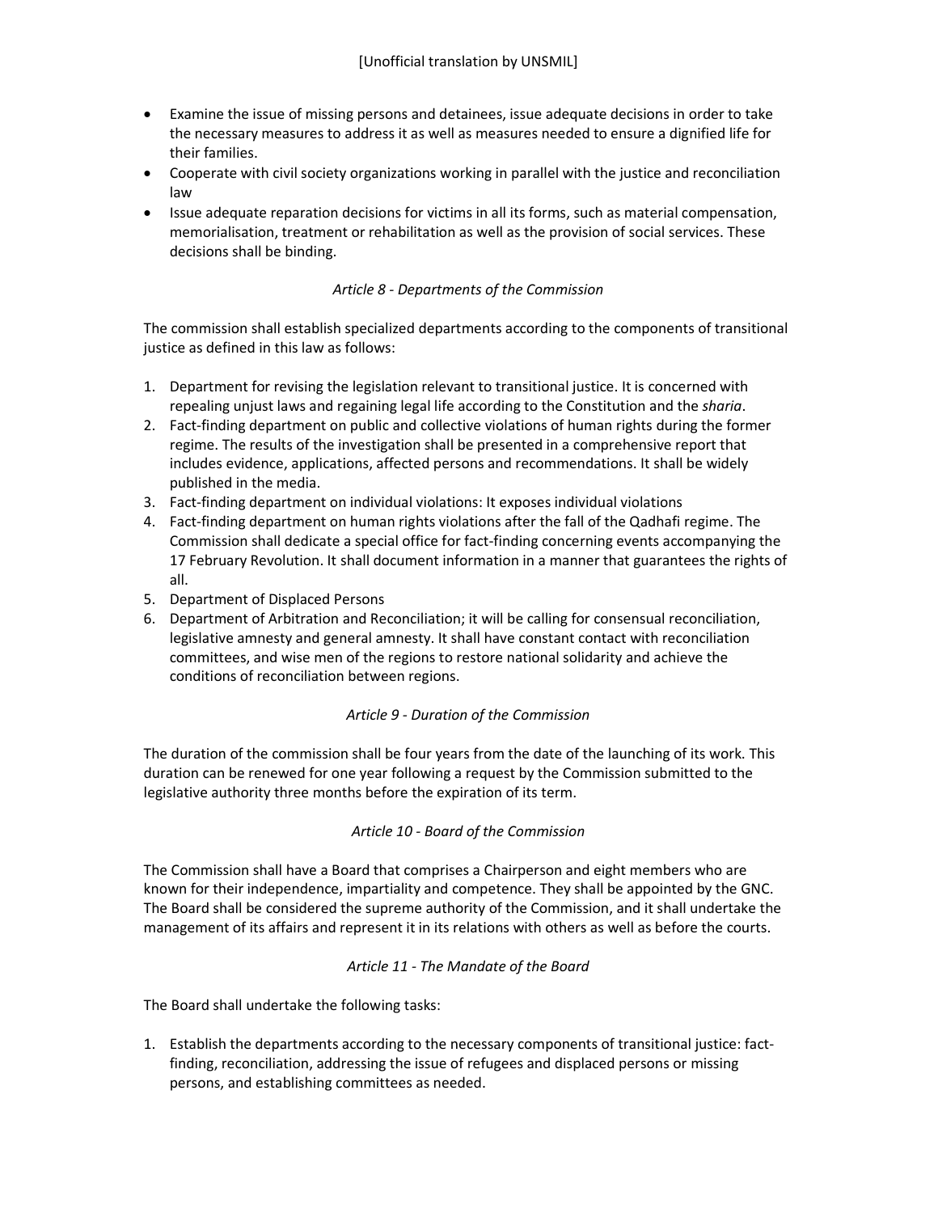- Examine the issue of missing persons and detainees, issue adequate decisions in order to take the necessary measures to address it as well as measures needed to ensure a dignified life for their families.
- Cooperate with civil society organizations working in parallel with the justice and reconciliation law
- Issue adequate reparation decisions for victims in all its forms, such as material compensation, memorialisation, treatment or rehabilitation as well as the provision of social services. These decisions shall be binding.

*Article 8 - Departments of the Commission*

The commission shall establish specialized departments according to the components of transitional justice as defined in this law as follows:

1. Department for revising the legislation relevant to transitional justice. It is concerned with repealing unjust laws and regaining legal life according to the Constitution and the *sharia*.
2. Fact-finding department on public and collective violations of human rights during the former regime. The results of the investigation shall be presented in a comprehensive report that includes evidence, applications, affected persons and recommendations. It shall be widely published in the media.
3. Fact-finding department on individual violations: It exposes individual violations
4. Fact-finding department on human rights violations after the fall of the Qadhafi regime. The Commission shall dedicate a special office for fact-finding concerning events accompanying the 17 February Revolution. It shall document information in a manner that guarantees the rights of all.
5. Department of Displaced Persons
6. Department of Arbitration and Reconciliation; it will be calling for consensual reconciliation, legislative amnesty and general amnesty. It shall have constant contact with reconciliation committees, and wise men of the regions to restore national solidarity and achieve the conditions of reconciliation between regions.

*Article 9 - Duration of the Commission*

The duration of the commission shall be four years from the date of the launching of its work. This duration can be renewed for one year following a request by the Commission submitted to the legislative authority three months before the expiration of its term.

*Article 10 - Board of the Commission*

The Commission shall have a Board that comprises a Chairperson and eight members who are known for their independence, impartiality and competence. They shall be appointed by the GNC. The Board shall be considered the supreme authority of the Commission, and it shall undertake the management of its affairs and represent it in its relations with others as well as before the courts.

*Article 11 - The Mandate of the Board*

The Board shall undertake the following tasks:

1. Establish the departments according to the necessary components of transitional justice: fact-finding, reconciliation, addressing the issue of refugees and displaced persons or missing persons, and establishing committees as needed.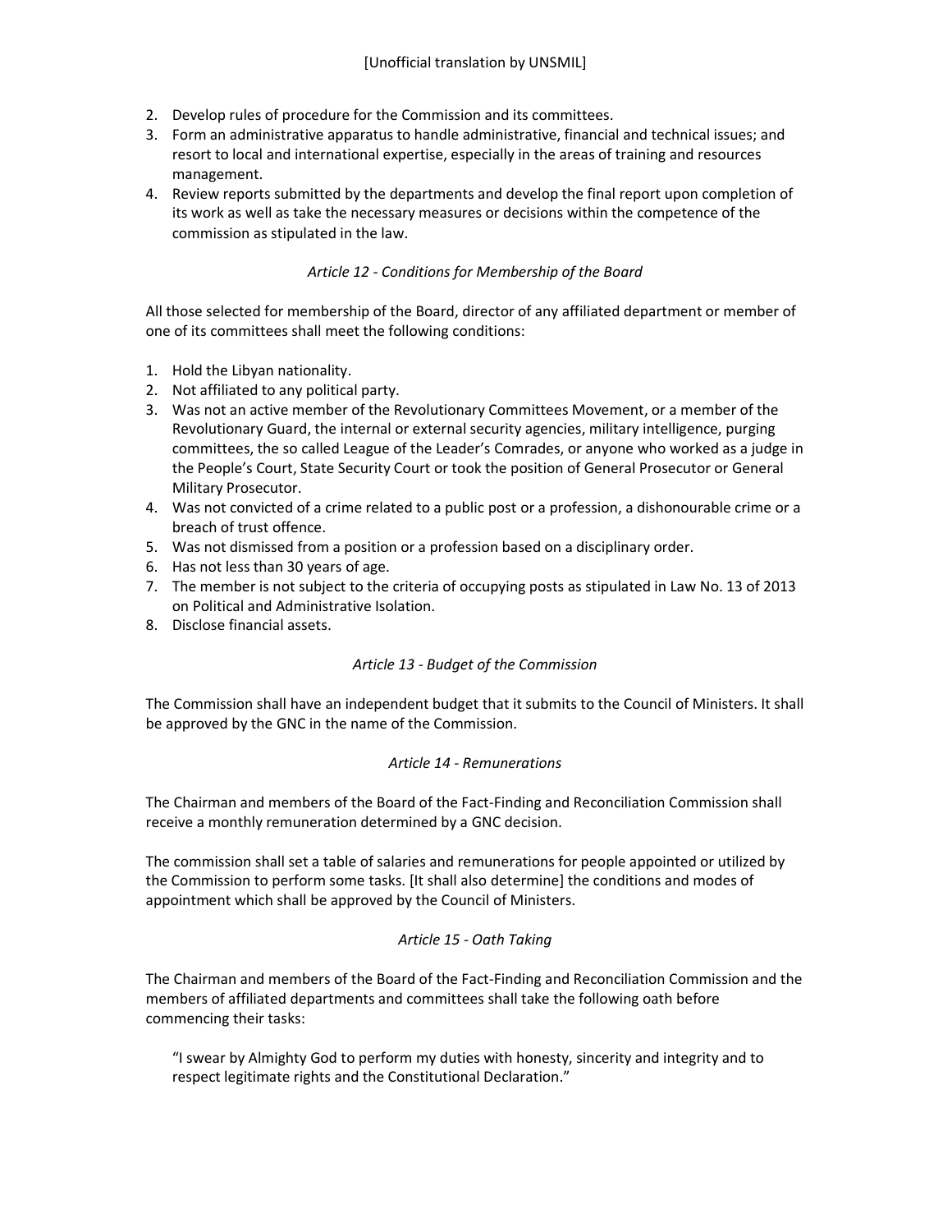2. Develop rules of procedure for the Commission and its committees.
3. Form an administrative apparatus to handle administrative, financial and technical issues; and resort to local and international expertise, especially in the areas of training and resources management.
4. Review reports submitted by the departments and develop the final report upon completion of its work as well as take the necessary measures or decisions within the competence of the commission as stipulated in the law.

*Article 12 - Conditions for Membership of the Board*

All those selected for membership of the Board, director of any affiliated department or member of one of its committees shall meet the following conditions:

1. Hold the Libyan nationality.
2. Not affiliated to any political party.
3. Was not an active member of the Revolutionary Committees Movement, or a member of the Revolutionary Guard, the internal or external security agencies, military intelligence, purging committees, the so called League of the Leader's Comrades, or anyone who worked as a judge in the People's Court, State Security Court or took the position of General Prosecutor or General Military Prosecutor.
4. Was not convicted of a crime related to a public post or a profession, a dishonourable crime or a breach of trust offence.
5. Was not dismissed from a position or a profession based on a disciplinary order.
6. Has not less than 30 years of age.
7. The member is not subject to the criteria of occupying posts as stipulated in Law No. 13 of 2013 on Political and Administrative Isolation.
8. Disclose financial assets.

*Article 13 - Budget of the Commission*

The Commission shall have an independent budget that it submits to the Council of Ministers. It shall be approved by the GNC in the name of the Commission.

*Article 14 - Remunerations*

The Chairman and members of the Board of the Fact-Finding and Reconciliation Commission shall receive a monthly remuneration determined by a GNC decision.

The commission shall set a table of salaries and remunerations for people appointed or utilized by the Commission to perform some tasks. [It shall also determine] the conditions and modes of appointment which shall be approved by the Council of Ministers.

*Article 15 - Oath Taking*

The Chairman and members of the Board of the Fact-Finding and Reconciliation Commission and the members of affiliated departments and committees shall take the following oath before commencing their tasks:

> "I swear by Almighty God to perform my duties with honesty, sincerity and integrity and to respect legitimate rights and the Constitutional Declaration."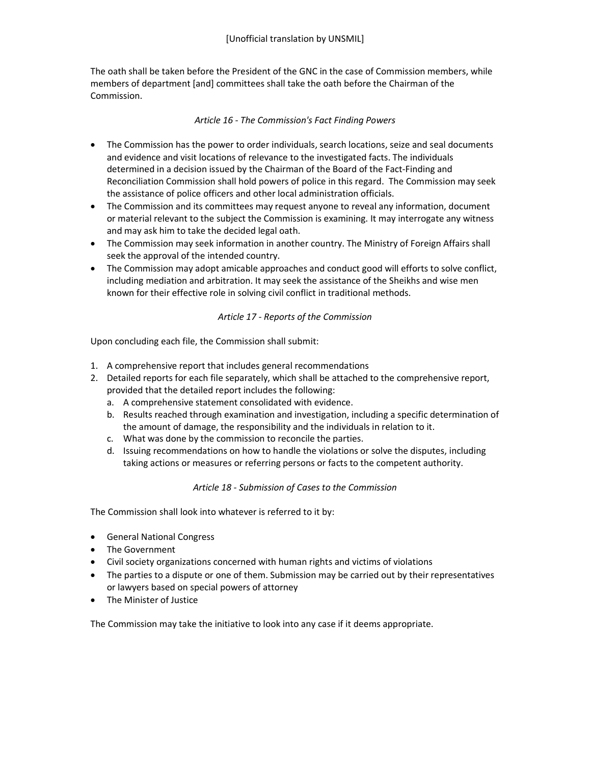The oath shall be taken before the President of the GNC in the case of Commission members, while members of department [and] committees shall take the oath before the Chairman of the Commission.

*Article 16 - The Commission's Fact Finding Powers*

- The Commission has the power to order individuals, search locations, seize and seal documents and evidence and visit locations of relevance to the investigated facts. The individuals determined in a decision issued by the Chairman of the Board of the Fact-Finding and Reconciliation Commission shall hold powers of police in this regard. The Commission may seek the assistance of police officers and other local administration officials.
- The Commission and its committees may request anyone to reveal any information, document or material relevant to the subject the Commission is examining. It may interrogate any witness and may ask him to take the decided legal oath.
- The Commission may seek information in another country. The Ministry of Foreign Affairs shall seek the approval of the intended country.
- The Commission may adopt amicable approaches and conduct good will efforts to solve conflict, including mediation and arbitration. It may seek the assistance of the Sheikhs and wise men known for their effective role in solving civil conflict in traditional methods.

*Article 17 - Reports of the Commission*

Upon concluding each file, the Commission shall submit:

1. A comprehensive report that includes general recommendations
2. Detailed reports for each file separately, which shall be attached to the comprehensive report, provided that the detailed report includes the following:
   a. A comprehensive statement consolidated with evidence.
   b. Results reached through examination and investigation, including a specific determination of the amount of damage, the responsibility and the individuals in relation to it.
   c. What was done by the commission to reconcile the parties.
   d. Issuing recommendations on how to handle the violations or solve the disputes, including taking actions or measures or referring persons or facts to the competent authority.

*Article 18 - Submission of Cases to the Commission*

The Commission shall look into whatever is referred to it by:

- General National Congress
- The Government
- Civil society organizations concerned with human rights and victims of violations
- The parties to a dispute or one of them. Submission may be carried out by their representatives or lawyers based on special powers of attorney
- The Minister of Justice

The Commission may take the initiative to look into any case if it deems appropriate.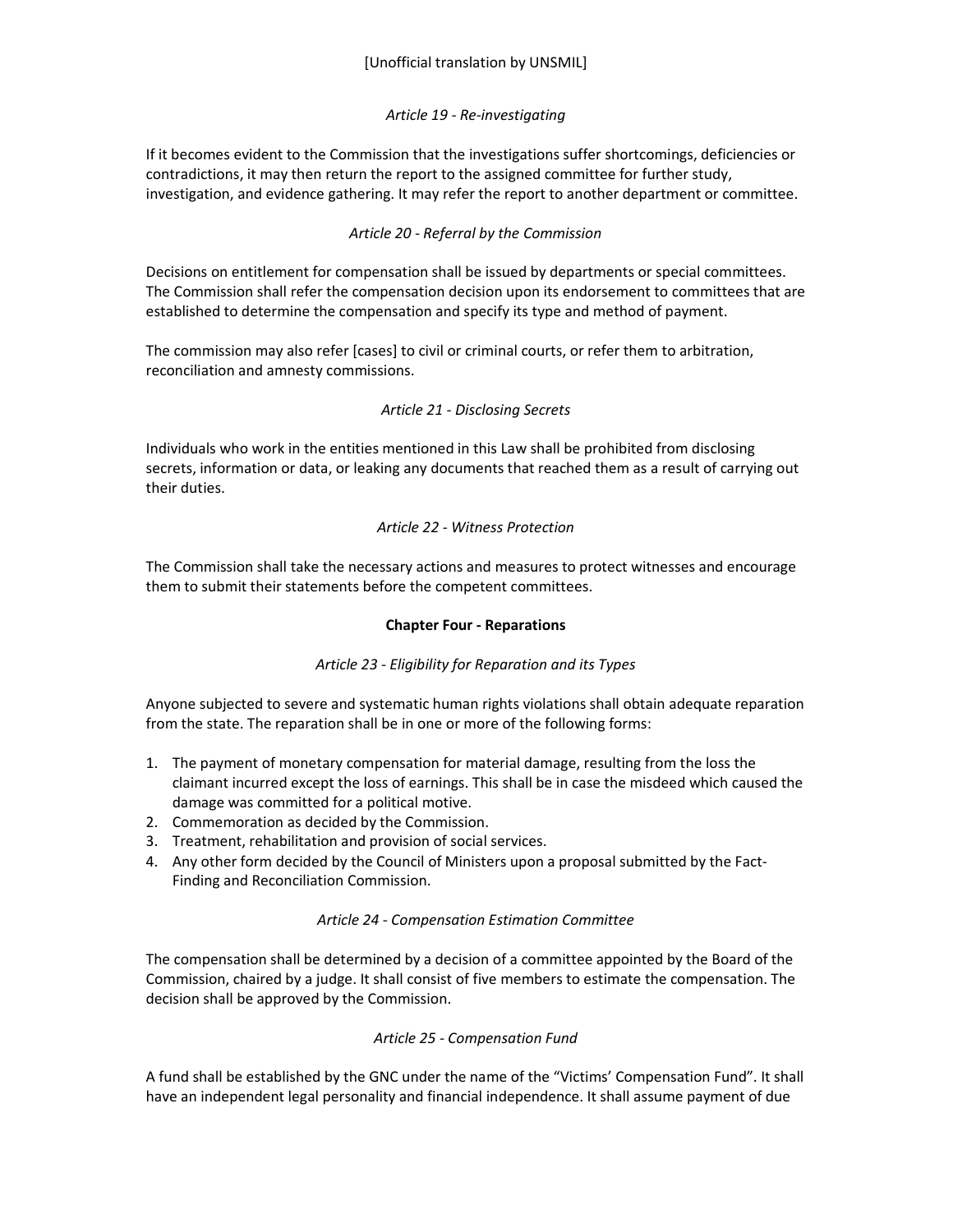[Unofficial translation by UNSMIL]

*Article 19 - Re-investigating*

If it becomes evident to the Commission that the investigations suffer shortcomings, deficiencies or contradictions, it may then return the report to the assigned committee for further study, investigation, and evidence gathering. It may refer the report to another department or committee.

*Article 20 - Referral by the Commission*

Decisions on entitlement for compensation shall be issued by departments or special committees. The Commission shall refer the compensation decision upon its endorsement to committees that are established to determine the compensation and specify its type and method of payment.

The commission may also refer [cases] to civil or criminal courts, or refer them to arbitration, reconciliation and amnesty commissions.

*Article 21 - Disclosing Secrets*

Individuals who work in the entities mentioned in this Law shall be prohibited from disclosing secrets, information or data, or leaking any documents that reached them as a result of carrying out their duties.

*Article 22 - Witness Protection*

The Commission shall take the necessary actions and measures to protect witnesses and encourage them to submit their statements before the competent committees.

## Chapter Four - Reparations

*Article 23 - Eligibility for Reparation and its Types*

Anyone subjected to severe and systematic human rights violations shall obtain adequate reparation from the state. The reparation shall be in one or more of the following forms:

1. The payment of monetary compensation for material damage, resulting from the loss the claimant incurred except the loss of earnings. This shall be in case the misdeed which caused the damage was committed for a political motive.
2. Commemoration as decided by the Commission.
3. Treatment, rehabilitation and provision of social services.
4. Any other form decided by the Council of Ministers upon a proposal submitted by the Fact-Finding and Reconciliation Commission.

*Article 24 - Compensation Estimation Committee*

The compensation shall be determined by a decision of a committee appointed by the Board of the Commission, chaired by a judge. It shall consist of five members to estimate the compensation. The decision shall be approved by the Commission.

*Article 25 - Compensation Fund*

A fund shall be established by the GNC under the name of the "Victims' Compensation Fund". It shall have an independent legal personality and financial independence. It shall assume payment of due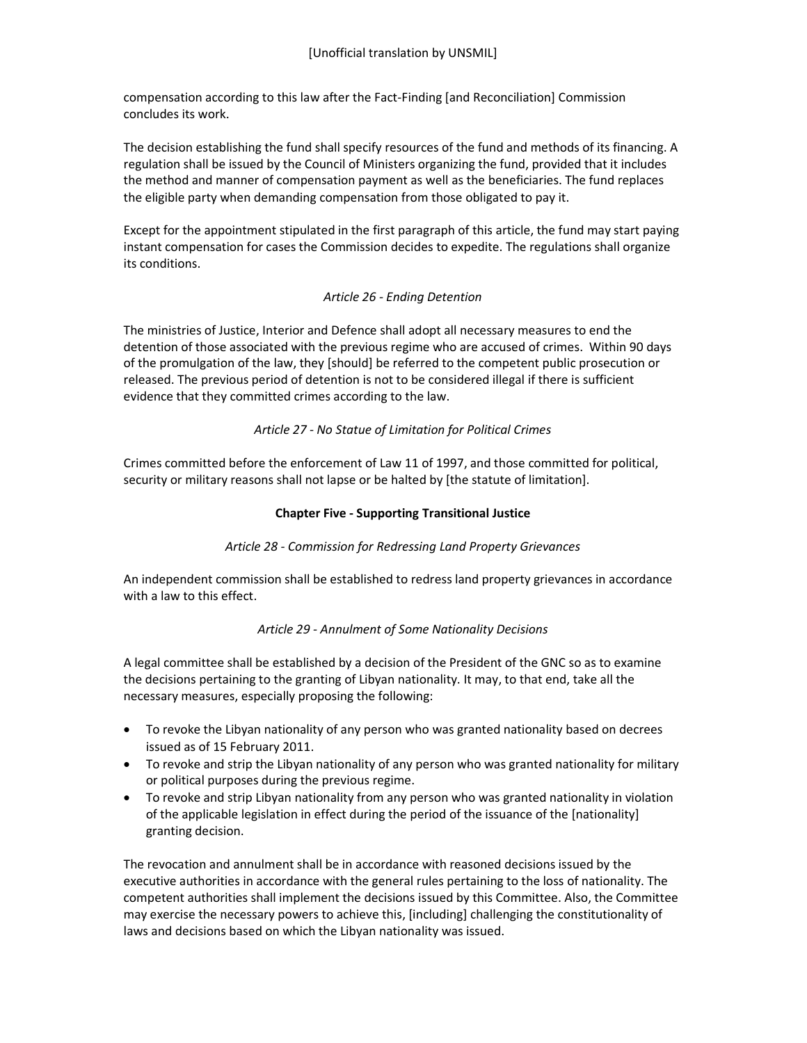compensation according to this law after the Fact-Finding [and Reconciliation] Commission concludes its work.

The decision establishing the fund shall specify resources of the fund and methods of its financing. A regulation shall be issued by the Council of Ministers organizing the fund, provided that it includes the method and manner of compensation payment as well as the beneficiaries. The fund replaces the eligible party when demanding compensation from those obligated to pay it.

Except for the appointment stipulated in the first paragraph of this article, the fund may start paying instant compensation for cases the Commission decides to expedite. The regulations shall organize its conditions.

*Article 26 - Ending Detention*

The ministries of Justice, Interior and Defence shall adopt all necessary measures to end the detention of those associated with the previous regime who are accused of crimes. Within 90 days of the promulgation of the law, they [should] be referred to the competent public prosecution or released. The previous period of detention is not to be considered illegal if there is sufficient evidence that they committed crimes according to the law.

*Article 27 - No Statue of Limitation for Political Crimes*

Crimes committed before the enforcement of Law 11 of 1997, and those committed for political, security or military reasons shall not lapse or be halted by [the statute of limitation].

**Chapter Five - Supporting Transitional Justice**

*Article 28 - Commission for Redressing Land Property Grievances*

An independent commission shall be established to redress land property grievances in accordance with a law to this effect.

*Article 29 - Annulment of Some Nationality Decisions*

A legal committee shall be established by a decision of the President of the GNC so as to examine the decisions pertaining to the granting of Libyan nationality. It may, to that end, take all the necessary measures, especially proposing the following:

- To revoke the Libyan nationality of any person who was granted nationality based on decrees issued as of 15 February 2011.
- To revoke and strip the Libyan nationality of any person who was granted nationality for military or political purposes during the previous regime.
- To revoke and strip Libyan nationality from any person who was granted nationality in violation of the applicable legislation in effect during the period of the issuance of the [nationality] granting decision.

The revocation and annulment shall be in accordance with reasoned decisions issued by the executive authorities in accordance with the general rules pertaining to the loss of nationality. The competent authorities shall implement the decisions issued by this Committee. Also, the Committee may exercise the necessary powers to achieve this, [including] challenging the constitutionality of laws and decisions based on which the Libyan nationality was issued.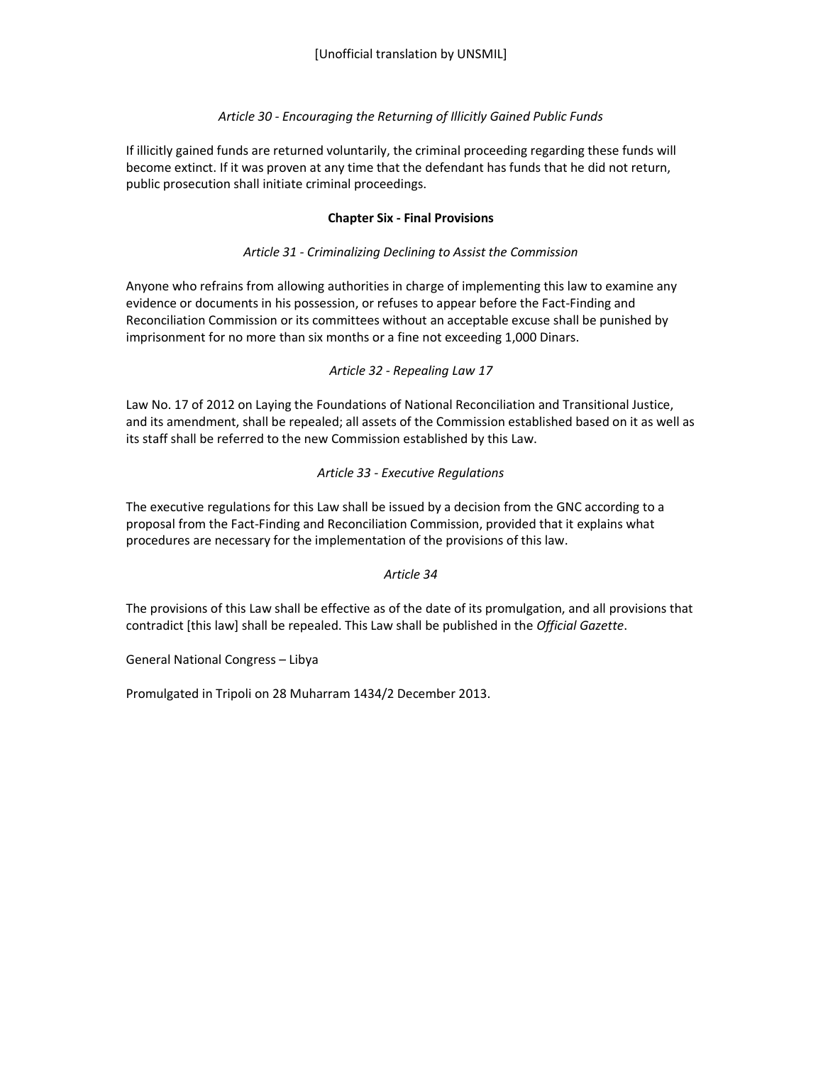*Article 30 - Encouraging the Returning of Illicitly Gained Public Funds*

If illicitly gained funds are returned voluntarily, the criminal proceeding regarding these funds will become extinct. If it was proven at any time that the defendant has funds that he did not return, public prosecution shall initiate criminal proceedings.

## Chapter Six - Final Provisions

*Article 31 - Criminalizing Declining to Assist the Commission*

Anyone who refrains from allowing authorities in charge of implementing this law to examine any evidence or documents in his possession, or refuses to appear before the Fact-Finding and Reconciliation Commission or its committees without an acceptable excuse shall be punished by imprisonment for no more than six months or a fine not exceeding 1,000 Dinars.

*Article 32 - Repealing Law 17*

Law No. 17 of 2012 on Laying the Foundations of National Reconciliation and Transitional Justice, and its amendment, shall be repealed; all assets of the Commission established based on it as well as its staff shall be referred to the new Commission established by this Law.

*Article 33 - Executive Regulations*

The executive regulations for this Law shall be issued by a decision from the GNC according to a proposal from the Fact-Finding and Reconciliation Commission, provided that it explains what procedures are necessary for the implementation of the provisions of this law.

*Article 34*

The provisions of this Law shall be effective as of the date of its promulgation, and all provisions that contradict [this law] shall be repealed. This Law shall be published in the *Official Gazette*.

General National Congress – Libya

Promulgated in Tripoli on 28 Muharram 1434/2 December 2013.